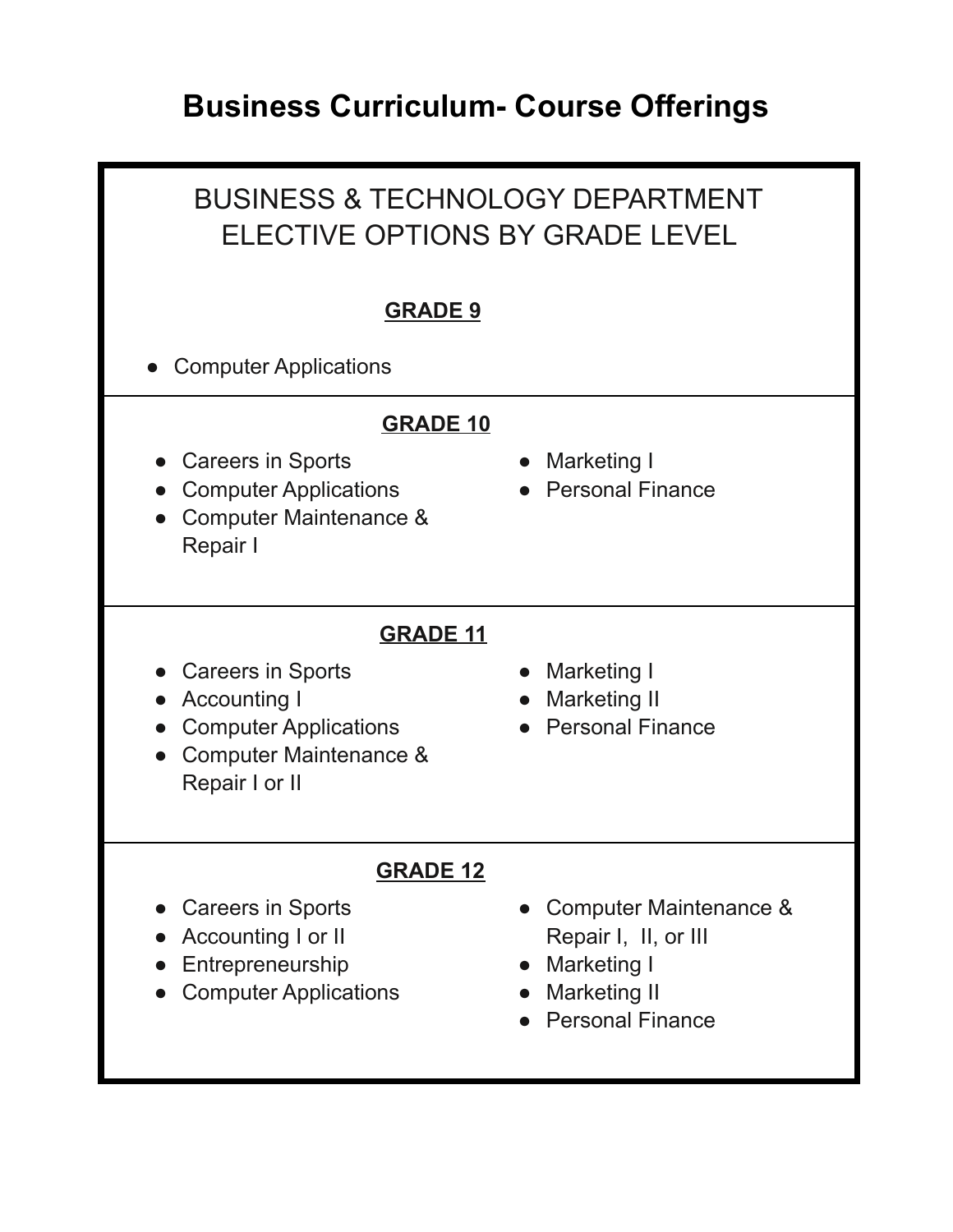# Business Curriculum- Course Offerings

## BUSINESS & TECHNOLOGY DEPARTMENT ELECTIVE OPTIONS BY GRADE LEVEL

### GRADE 9

- Computer Applications

### GRADE 10

- Careers in Sports
- Computer Applications
- Computer Maintenance & Repair I
- Marketing I
- Personal Finance

### GRADE 11

- Careers in Sports
- Accounting I
- Computer Applications
- Computer Maintenance & Repair I or II
- Marketing I
- Marketing II
- Personal Finance

### GRADE 12

- Careers in Sports
- Accounting I or II
- Entrepreneurship
- Computer Applications
- Computer Maintenance & Repair I, II, or III
- Marketing I
- Marketing II
- Personal Finance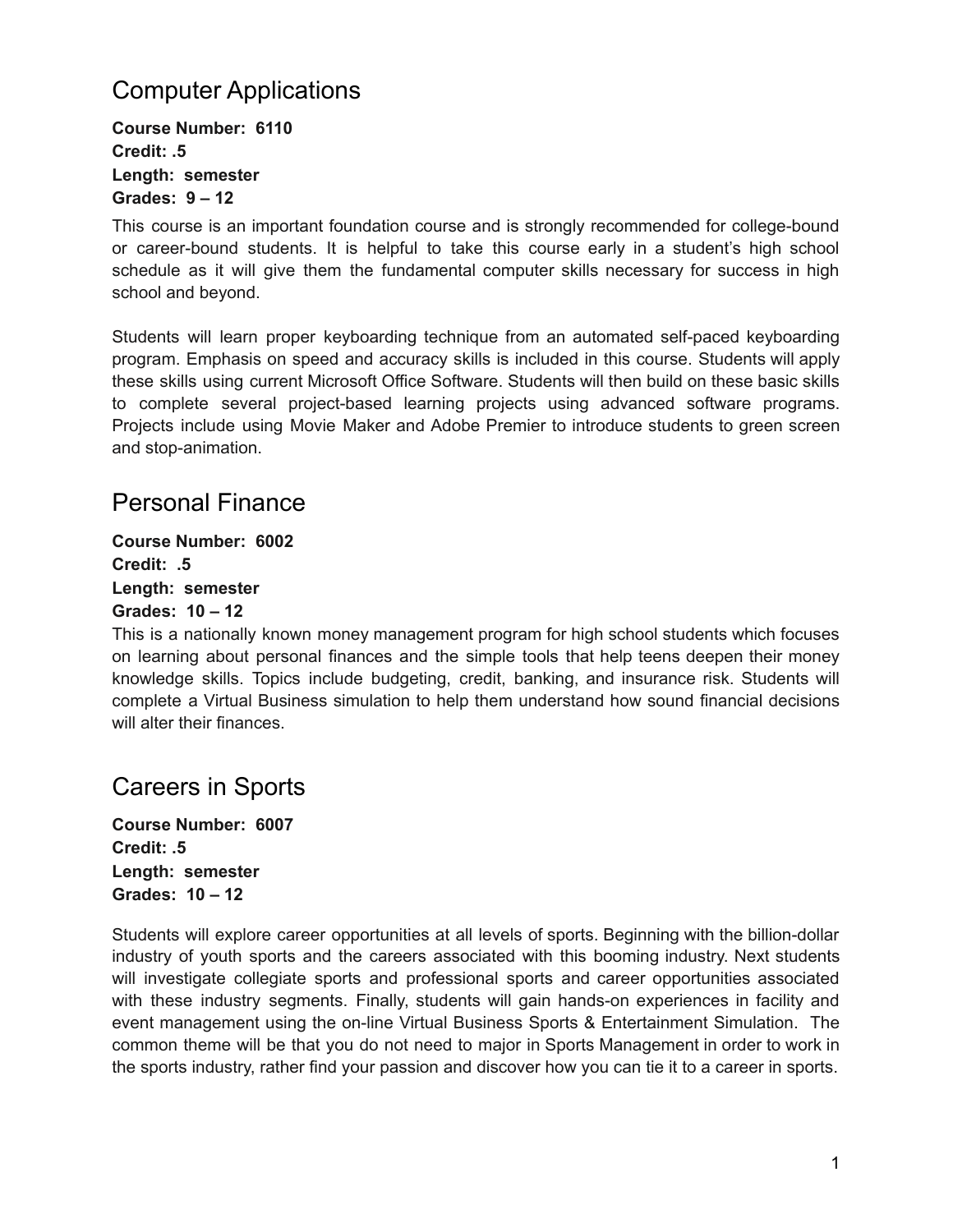## Computer Applications

**Course Number: 6110**
**Credit: .5**
**Length: semester**
**Grades: 9 – 12**

This course is an important foundation course and is strongly recommended for college-bound or career-bound students. It is helpful to take this course early in a student's high school schedule as it will give them the fundamental computer skills necessary for success in high school and beyond.

Students will learn proper keyboarding technique from an automated self-paced keyboarding program. Emphasis on speed and accuracy skills is included in this course. Students will apply these skills using current Microsoft Office Software. Students will then build on these basic skills to complete several project-based learning projects using advanced software programs. Projects include using Movie Maker and Adobe Premier to introduce students to green screen and stop-animation.

## Personal Finance

**Course Number: 6002**
**Credit: .5**
**Length: semester**
**Grades: 10 – 12**

This is a nationally known money management program for high school students which focuses on learning about personal finances and the simple tools that help teens deepen their money knowledge skills. Topics include budgeting, credit, banking, and insurance risk. Students will complete a Virtual Business simulation to help them understand how sound financial decisions will alter their finances.

## Careers in Sports

**Course Number: 6007**
**Credit: .5**
**Length: semester**
**Grades: 10 – 12**

Students will explore career opportunities at all levels of sports. Beginning with the billion-dollar industry of youth sports and the careers associated with this booming industry. Next students will investigate collegiate sports and professional sports and career opportunities associated with these industry segments. Finally, students will gain hands-on experiences in facility and event management using the on-line Virtual Business Sports & Entertainment Simulation. The common theme will be that you do not need to major in Sports Management in order to work in the sports industry, rather find your passion and discover how you can tie it to a career in sports.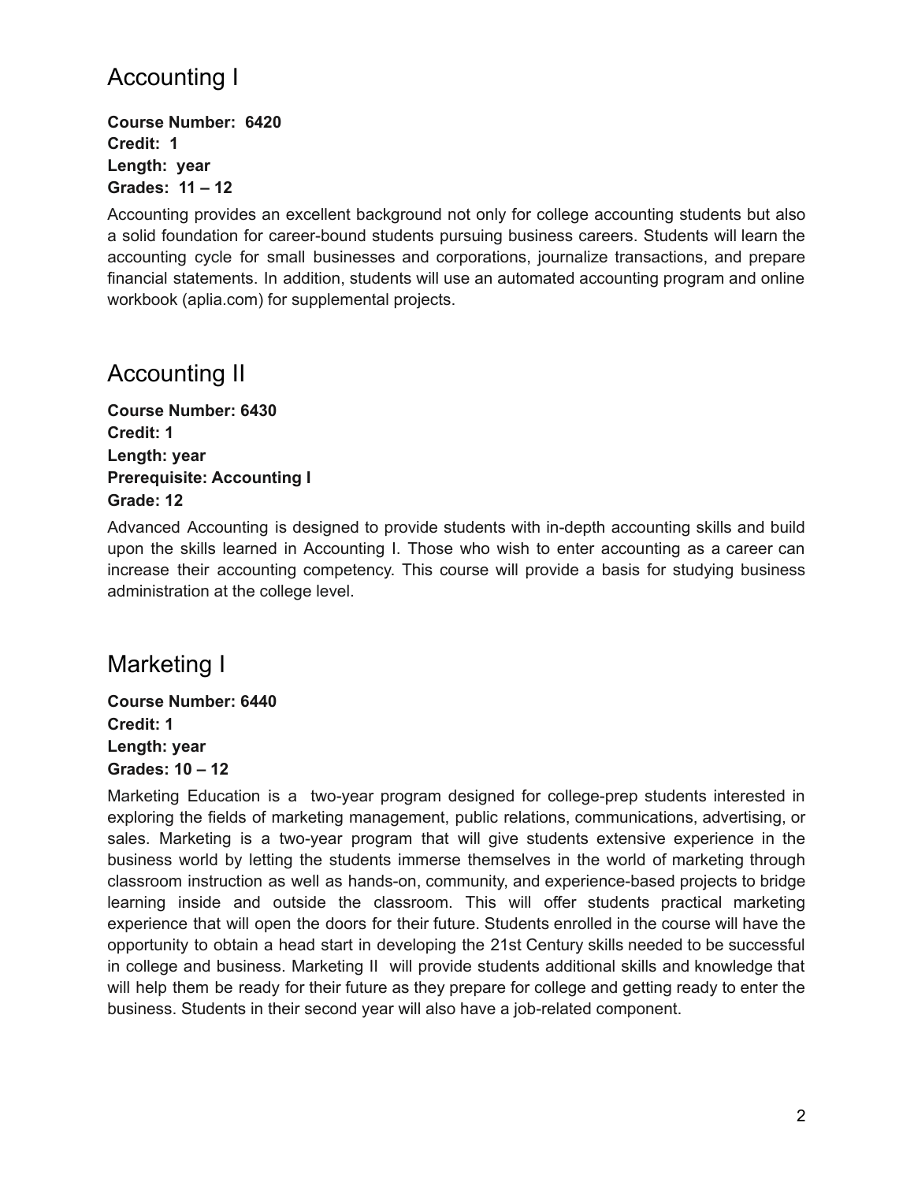# Accounting I

**Course Number: 6420**
**Credit: 1**
**Length: year**
**Grades: 11 – 12**

Accounting provides an excellent background not only for college accounting students but also a solid foundation for career-bound students pursuing business careers. Students will learn the accounting cycle for small businesses and corporations, journalize transactions, and prepare financial statements. In addition, students will use an automated accounting program and online workbook (aplia.com) for supplemental projects.

# Accounting II

**Course Number: 6430**
**Credit: 1**
**Length: year**
**Prerequisite: Accounting I**
**Grade: 12**

Advanced Accounting is designed to provide students with in-depth accounting skills and build upon the skills learned in Accounting I. Those who wish to enter accounting as a career can increase their accounting competency. This course will provide a basis for studying business administration at the college level.

# Marketing I

**Course Number: 6440**
**Credit: 1**
**Length: year**
**Grades: 10 – 12**

Marketing Education is a two-year program designed for college-prep students interested in exploring the fields of marketing management, public relations, communications, advertising, or sales. Marketing is a two-year program that will give students extensive experience in the business world by letting the students immerse themselves in the world of marketing through classroom instruction as well as hands-on, community, and experience-based projects to bridge learning inside and outside the classroom. This will offer students practical marketing experience that will open the doors for their future. Students enrolled in the course will have the opportunity to obtain a head start in developing the 21st Century skills needed to be successful in college and business. Marketing II will provide students additional skills and knowledge that will help them be ready for their future as they prepare for college and getting ready to enter the business. Students in their second year will also have a job-related component.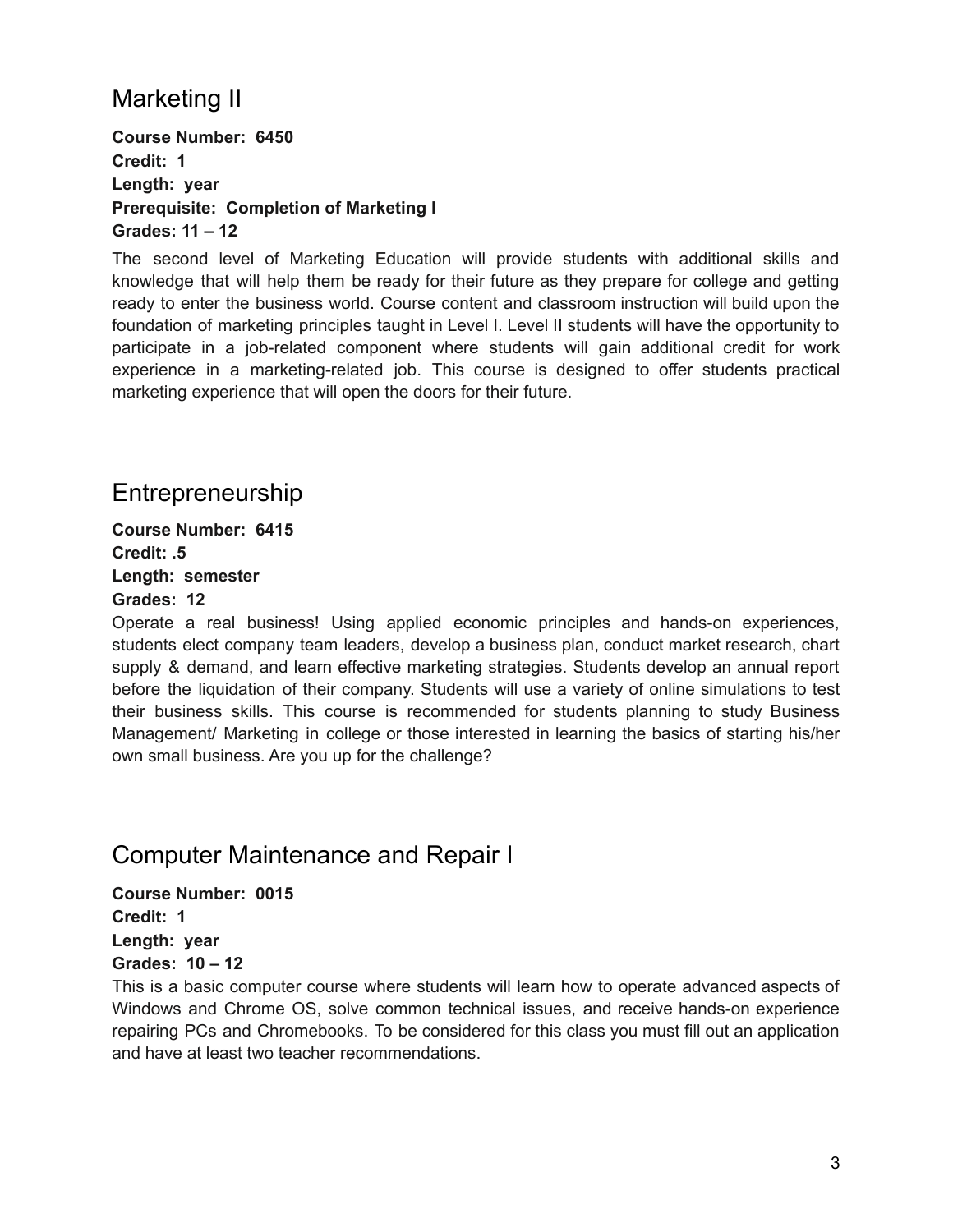## Marketing II

**Course Number: 6450**
**Credit: 1**
**Length: year**
**Prerequisite: Completion of Marketing I**
**Grades: 11 – 12**

The second level of Marketing Education will provide students with additional skills and knowledge that will help them be ready for their future as they prepare for college and getting ready to enter the business world. Course content and classroom instruction will build upon the foundation of marketing principles taught in Level I. Level II students will have the opportunity to participate in a job-related component where students will gain additional credit for work experience in a marketing-related job. This course is designed to offer students practical marketing experience that will open the doors for their future.

## Entrepreneurship

**Course Number: 6415**
**Credit: .5**
**Length: semester**
**Grades: 12**

Operate a real business! Using applied economic principles and hands-on experiences, students elect company team leaders, develop a business plan, conduct market research, chart supply & demand, and learn effective marketing strategies. Students develop an annual report before the liquidation of their company. Students will use a variety of online simulations to test their business skills. This course is recommended for students planning to study Business Management/ Marketing in college or those interested in learning the basics of starting his/her own small business. Are you up for the challenge?

## Computer Maintenance and Repair I

**Course Number: 0015**
**Credit: 1**
**Length: year**
**Grades: 10 – 12**

This is a basic computer course where students will learn how to operate advanced aspects of Windows and Chrome OS, solve common technical issues, and receive hands-on experience repairing PCs and Chromebooks. To be considered for this class you must fill out an application and have at least two teacher recommendations.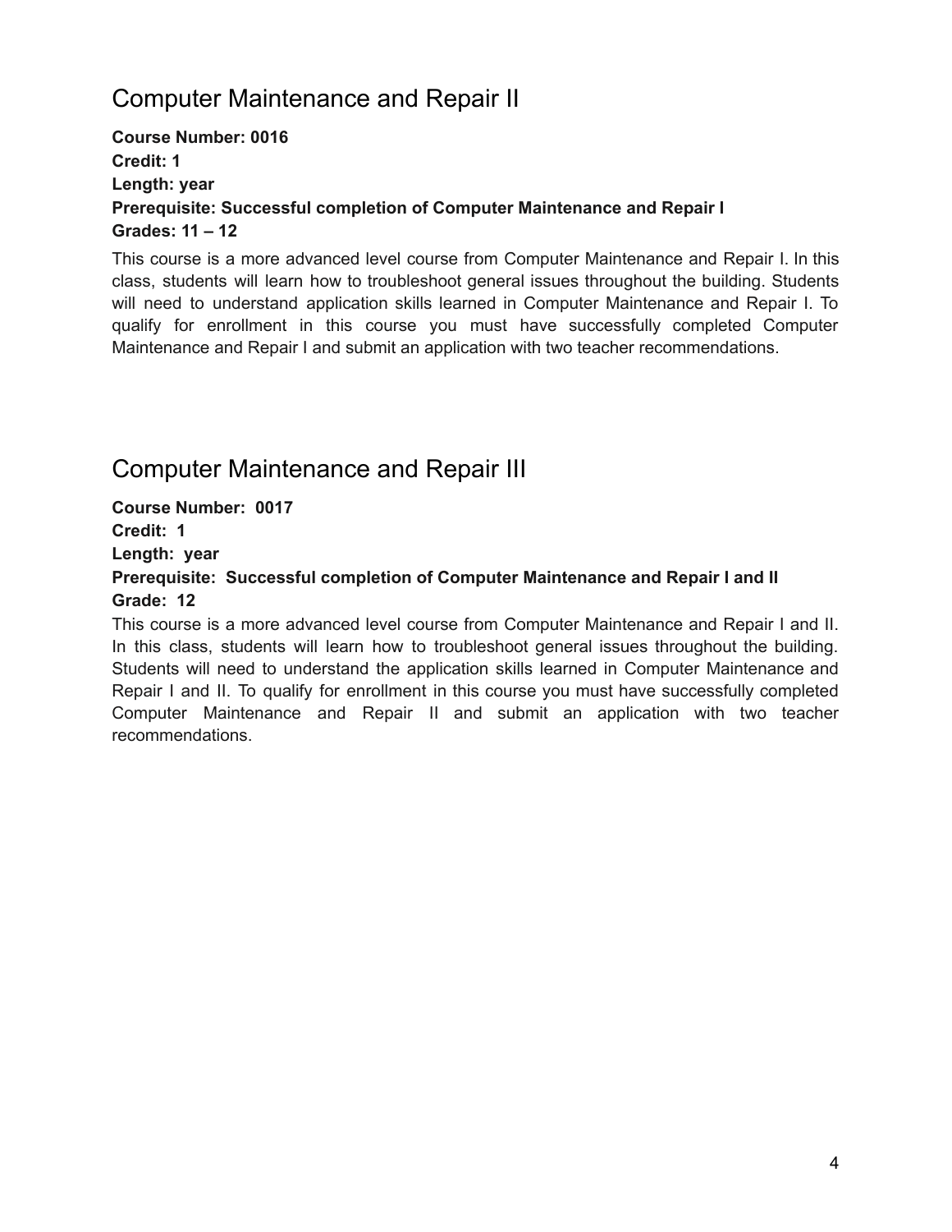## Computer Maintenance and Repair II

**Course Number: 0016**
**Credit: 1**
**Length: year**
**Prerequisite: Successful completion of Computer Maintenance and Repair I**
**Grades: 11 – 12**

This course is a more advanced level course from Computer Maintenance and Repair I. In this class, students will learn how to troubleshoot general issues throughout the building. Students will need to understand application skills learned in Computer Maintenance and Repair I. To qualify for enrollment in this course you must have successfully completed Computer Maintenance and Repair I and submit an application with two teacher recommendations.

## Computer Maintenance and Repair III

**Course Number: 0017**
**Credit: 1**
**Length: year**
**Prerequisite: Successful completion of Computer Maintenance and Repair I and II**
**Grade: 12**

This course is a more advanced level course from Computer Maintenance and Repair I and II. In this class, students will learn how to troubleshoot general issues throughout the building. Students will need to understand the application skills learned in Computer Maintenance and Repair I and II. To qualify for enrollment in this course you must have successfully completed Computer Maintenance and Repair II and submit an application with two teacher recommendations.